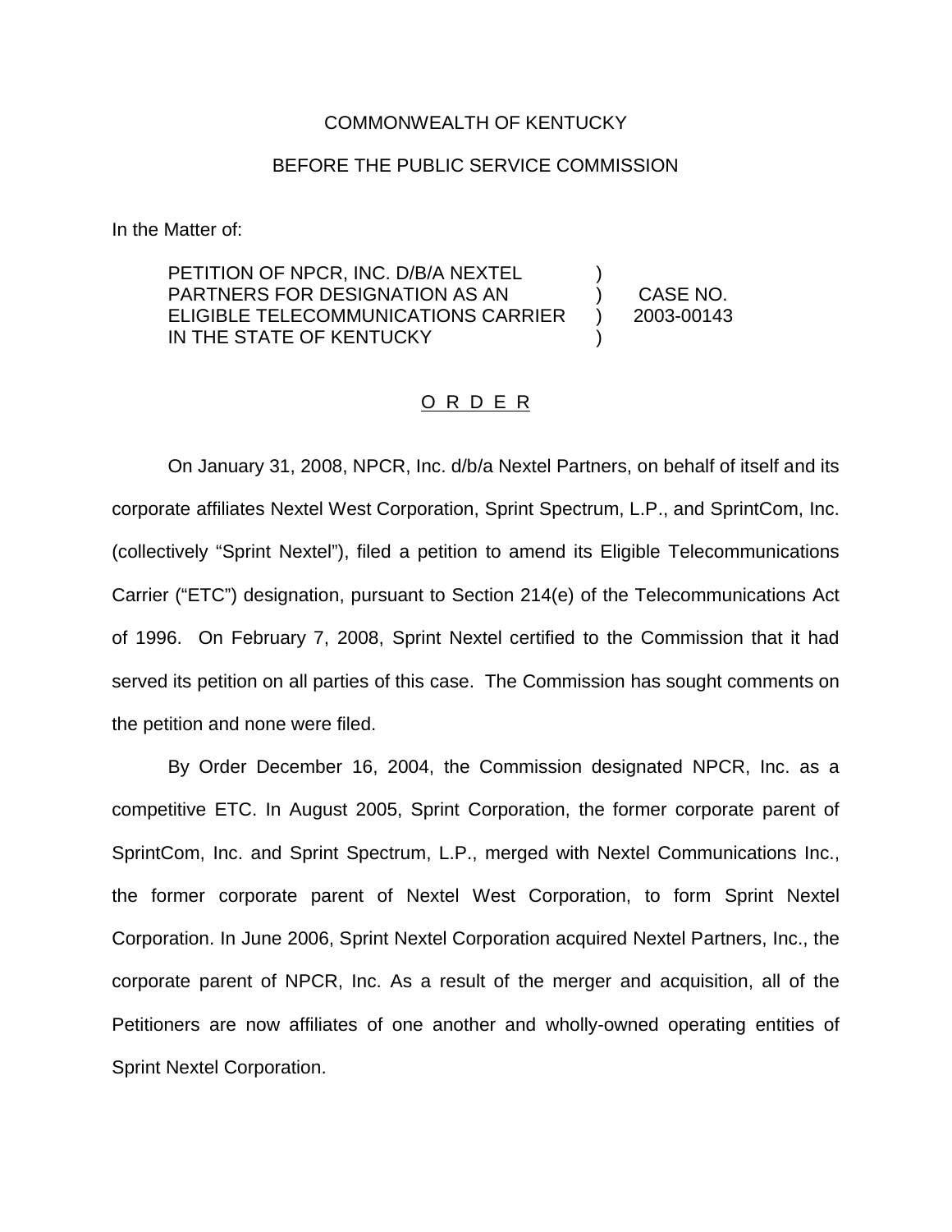COMMONWEALTH OF KENTUCKY

BEFORE THE PUBLIC SERVICE COMMISSION

In the Matter of:

| | | |
|---|---|---|
| PETITION OF NPCR, INC. D/B/A NEXTEL PARTNERS FOR DESIGNATION AS AN ELIGIBLE TELECOMMUNICATIONS CARRIER IN THE STATE OF KENTUCKY | ) ) ) ) | CASE NO. 2003-00143 |

## O R D E R

On January 31, 2008, NPCR, Inc. d/b/a Nextel Partners, on behalf of itself and its corporate affiliates Nextel West Corporation, Sprint Spectrum, L.P., and SprintCom, Inc. (collectively "Sprint Nextel"), filed a petition to amend its Eligible Telecommunications Carrier ("ETC") designation, pursuant to Section 214(e) of the Telecommunications Act of 1996. On February 7, 2008, Sprint Nextel certified to the Commission that it had served its petition on all parties of this case. The Commission has sought comments on the petition and none were filed.

By Order December 16, 2004, the Commission designated NPCR, Inc. as a competitive ETC. In August 2005, Sprint Corporation, the former corporate parent of SprintCom, Inc. and Sprint Spectrum, L.P., merged with Nextel Communications Inc., the former corporate parent of Nextel West Corporation, to form Sprint Nextel Corporation. In June 2006, Sprint Nextel Corporation acquired Nextel Partners, Inc., the corporate parent of NPCR, Inc. As a result of the merger and acquisition, all of the Petitioners are now affiliates of one another and wholly-owned operating entities of Sprint Nextel Corporation.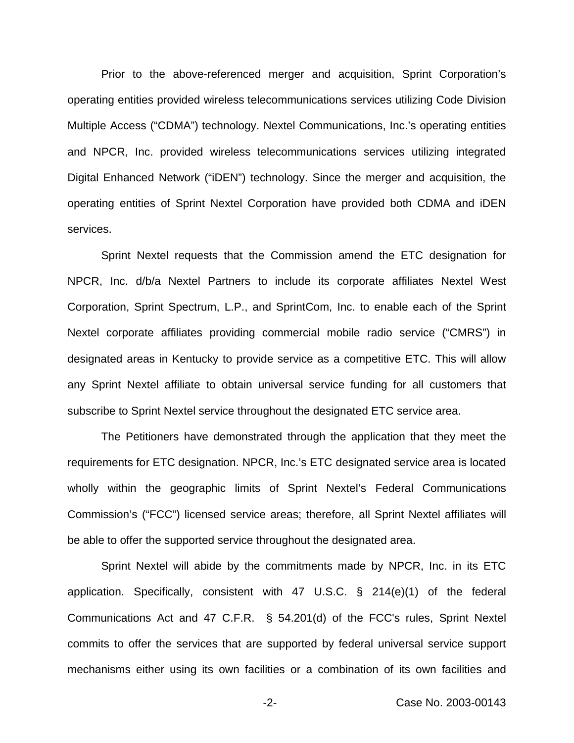Prior to the above-referenced merger and acquisition, Sprint Corporation's operating entities provided wireless telecommunications services utilizing Code Division Multiple Access ("CDMA") technology. Nextel Communications, Inc.'s operating entities and NPCR, Inc. provided wireless telecommunications services utilizing integrated Digital Enhanced Network ("iDEN") technology. Since the merger and acquisition, the operating entities of Sprint Nextel Corporation have provided both CDMA and iDEN services.

Sprint Nextel requests that the Commission amend the ETC designation for NPCR, Inc. d/b/a Nextel Partners to include its corporate affiliates Nextel West Corporation, Sprint Spectrum, L.P., and SprintCom, Inc. to enable each of the Sprint Nextel corporate affiliates providing commercial mobile radio service ("CMRS") in designated areas in Kentucky to provide service as a competitive ETC. This will allow any Sprint Nextel affiliate to obtain universal service funding for all customers that subscribe to Sprint Nextel service throughout the designated ETC service area.

The Petitioners have demonstrated through the application that they meet the requirements for ETC designation. NPCR, Inc.'s ETC designated service area is located wholly within the geographic limits of Sprint Nextel's Federal Communications Commission's ("FCC") licensed service areas; therefore, all Sprint Nextel affiliates will be able to offer the supported service throughout the designated area.

Sprint Nextel will abide by the commitments made by NPCR, Inc. in its ETC application. Specifically, consistent with 47 U.S.C. § 214(e)(1) of the federal Communications Act and 47 C.F.R. § 54.201(d) of the FCC's rules, Sprint Nextel commits to offer the services that are supported by federal universal service support mechanisms either using its own facilities or a combination of its own facilities and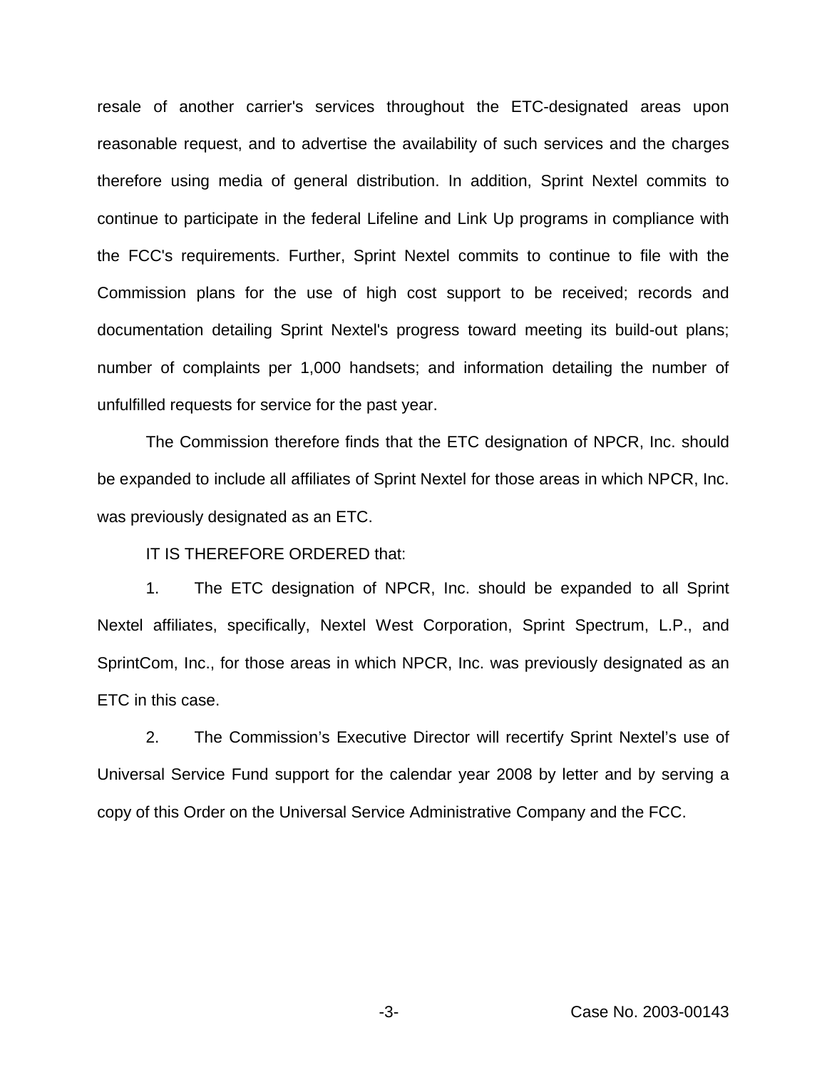resale of another carrier's services throughout the ETC-designated areas upon reasonable request, and to advertise the availability of such services and the charges therefore using media of general distribution. In addition, Sprint Nextel commits to continue to participate in the federal Lifeline and Link Up programs in compliance with the FCC's requirements. Further, Sprint Nextel commits to continue to file with the Commission plans for the use of high cost support to be received; records and documentation detailing Sprint Nextel's progress toward meeting its build-out plans; number of complaints per 1,000 handsets; and information detailing the number of unfulfilled requests for service for the past year.

The Commission therefore finds that the ETC designation of NPCR, Inc. should be expanded to include all affiliates of Sprint Nextel for those areas in which NPCR, Inc. was previously designated as an ETC.

IT IS THEREFORE ORDERED that:

1. The ETC designation of NPCR, Inc. should be expanded to all Sprint Nextel affiliates, specifically, Nextel West Corporation, Sprint Spectrum, L.P., and SprintCom, Inc., for those areas in which NPCR, Inc. was previously designated as an ETC in this case.

2. The Commission's Executive Director will recertify Sprint Nextel's use of Universal Service Fund support for the calendar year 2008 by letter and by serving a copy of this Order on the Universal Service Administrative Company and the FCC.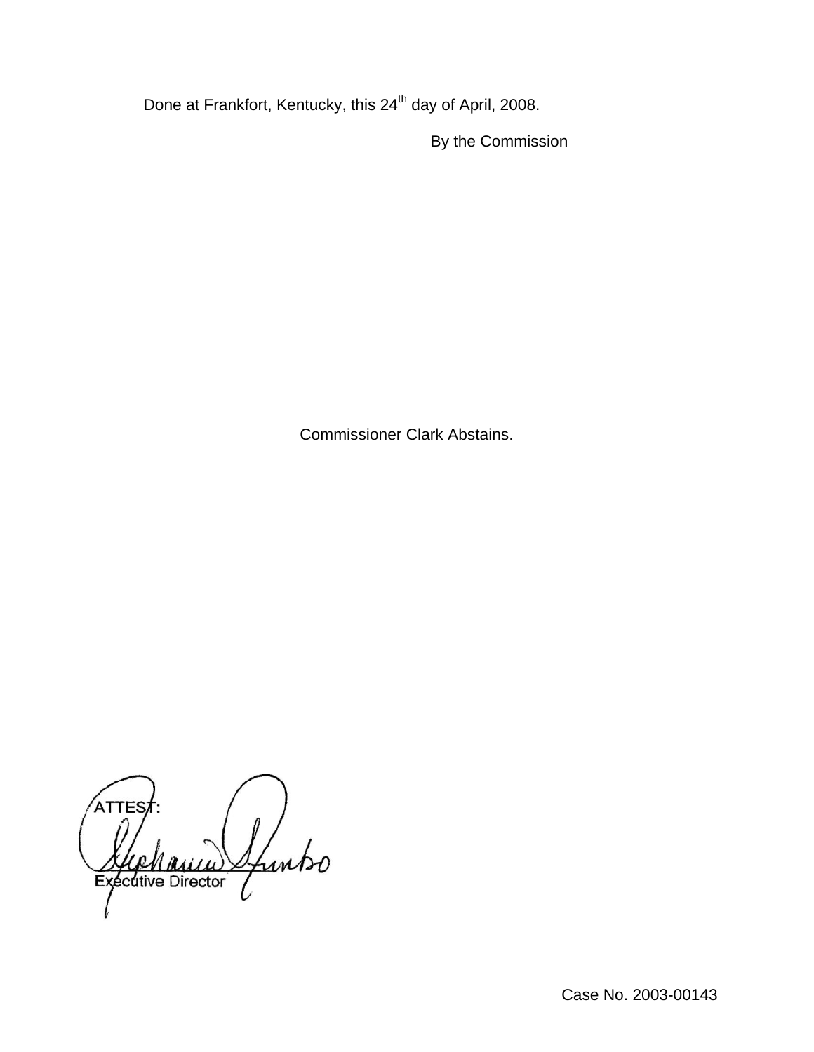Done at Frankfort, Kentucky, this 24th day of April, 2008.

By the Commission

Commissioner Clark Abstains.

ATTEST:

Executive Director

Case No. 2003-00143